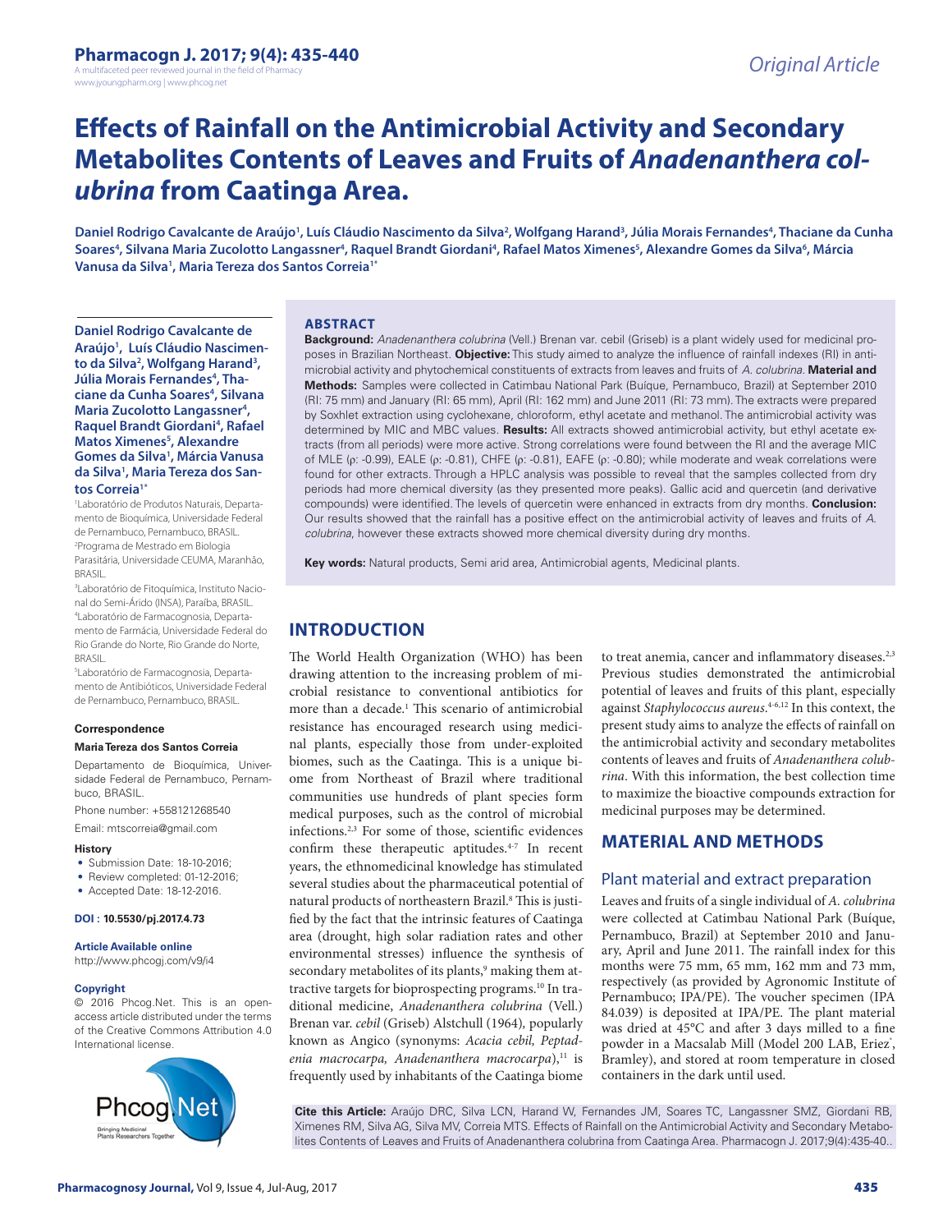Original Article

# Effects of Rainfall on the Antimicrobial Activity and Secondary Metabolites Contents of Leaves and Fruits of *Anadenanthera colubrina* from Caatinga Area.

**Daniel Rodrigo Cavalcante de Araújo[1], Luís Cláudio Nascimento da Silva[2], Wolfgang Harand[3], Júlia Morais Fernandes[4], Thaciane da Cunha Soares[4], Silvana Maria Zucolotto Langassner[4], Raquel Brandt Giordani[4], Rafael Matos Ximenes[5], Alexandre Gomes da Silva[6], Márcia Vanusa da Silva[1], Maria Tereza dos Santos Correia[1*]**

[1]Laboratório de Produtos Naturais, Departamento de Bioquímica, Universidade Federal de Pernambuco, Pernambuco, BRASIL.
[2]Programa de Mestrado em Biologia Parasitária, Universidade CEUMA, Maranhão, BRASIL.
[3]Laboratório de Fitoquímica, Instituto Nacional do Semi-Árido (INSA), Paraíba, BRASIL.
[4]Laboratório de Farmacognosia, Departamento de Farmácia, Universidade Federal do Rio Grande do Norte, Rio Grande do Norte, BRASIL.
[5]Laboratório de Farmacognosia, Departamento de Antibióticos, Universidade Federal de Pernambuco, Pernambuco, BRASIL.

**Correspondence**

**Maria Tereza dos Santos Correia**

Departamento de Bioquímica, Universidade Federal de Pernambuco, Pernambuco, BRASIL.

Phone number: +558121268540

Email: mtscorreia@gmail.com

**History**

- Submission Date: 18-10-2016;
- Review completed: 01-12-2016;
- Accepted Date: 18-12-2016.

**DOI** : **10.5530/pj.2017.4.73**

**Article Available online**

http://www.phcogj.com/v9/i4

**Copyright**

© 2016 Phcog.Net. This is an open-access article distributed under the terms of the Creative Commons Attribution 4.0 International license.

## ABSTRACT

**Background:** *Anadenanthera colubrina* (Vell.) Brenan var. cebil (Griseb) is a plant widely used for medicinal proposes in Brazilian Northeast. **Objective:** This study aimed to analyze the influence of rainfall indexes (RI) in antimicrobial activity and phytochemical constituents of extracts from leaves and fruits of *A. colubrina*. **Material and Methods:** Samples were collected in Catimbau National Park (Buíque, Pernambuco, Brazil) at September 2010 (RI: 75 mm) and January (RI: 65 mm), April (RI: 162 mm) and June 2011 (RI: 73 mm). The extracts were prepared by Soxhlet extraction using cyclohexane, chloroform, ethyl acetate and methanol. The antimicrobial activity was determined by MIC and MBC values. **Results:** All extracts showed antimicrobial activity, but ethyl acetate extracts (from all periods) were more active. Strong correlations were found between the RI and the average MIC of MLE (ρ: -0.99), EALE (ρ: -0.81), CHFE (ρ: -0.81), EAFE (ρ: -0.80); while moderate and weak correlations were found for other extracts. Through a HPLC analysis was possible to reveal that the samples collected from dry periods had more chemical diversity (as they presented more peaks). Gallic acid and quercetin (and derivative compounds) were identified. The levels of quercetin were enhanced in extracts from dry months. **Conclusion:** Our results showed that the rainfall has a positive effect on the antimicrobial activity of leaves and fruits of *A. colubrina*, however these extracts showed more chemical diversity during dry months.

**Key words:** Natural products, Semi arid area, Antimicrobial agents, Medicinal plants.

## INTRODUCTION

The World Health Organization (WHO) has been drawing attention to the increasing problem of microbial resistance to conventional antibiotics for more than a decade.[1] This scenario of antimicrobial resistance has encouraged research using medicinal plants, especially those from under-exploited biomes, such as the Caatinga. This is a unique biome from Northeast of Brazil where traditional communities use hundreds of plant species form medical purposes, such as the control of microbial infections.[2,3] For some of those, scientific evidences confirm these therapeutic aptitudes.[4-7] In recent years, the ethnomedicinal knowledge has stimulated several studies about the pharmaceutical potential of natural products of northeastern Brazil.[8] This is justified by the fact that the intrinsic features of Caatinga area (drought, high solar radiation rates and other environmental stresses) influence the synthesis of secondary metabolites of its plants,[9] making them attractive targets for bioprospecting programs.[10] In traditional medicine, *Anadenanthera colubrina* (Vell.) Brenan var. *cebil* (Griseb) Alstchull (1964), popularly known as Angico (synonyms: *Acacia cebil, Peptadenia macrocarpa, Anadenanthera macrocarpa*),[11] is frequently used by inhabitants of the Caatinga biome to treat anemia, cancer and inflammatory diseases.[2,3] Previous studies demonstrated the antimicrobial potential of leaves and fruits of this plant, especially against *Staphylococcus aureus*.[4-6,12] In this context, the present study aims to analyze the effects of rainfall on the antimicrobial activity and secondary metabolites contents of leaves and fruits of *Anadenanthera colubrina*. With this information, the best collection time to maximize the bioactive compounds extraction for medicinal purposes may be determined.

## MATERIAL AND METHODS

### Plant material and extract preparation

Leaves and fruits of a single individual of *A. colubrina* were collected at Catimbau National Park (Buíque, Pernambuco, Brazil) at September 2010 and January, April and June 2011. The rainfall index for this months were 75 mm, 65 mm, 162 mm and 73 mm, respectively (as provided by Agronomic Institute of Pernambuco; IPA/PE). The voucher specimen (IPA 84.039) is deposited at IPA/PE. The plant material was dried at 45°C and after 3 days milled to a fine powder in a Macsalab Mill (Model 200 LAB, Eriez®, Bramley), and stored at room temperature in closed containers in the dark until used.

**Cite this Article:** Araújo DRC, Silva LCN, Harand W, Fernandes JM, Soares TC, Langassner SMZ, Giordani RB, Ximenes RM, Silva AG, Silva MV, Correia MTS. Effects of Rainfall on the Antimicrobial Activity and Secondary Metabolites Contents of Leaves and Fruits of Anadenanthera colubrina from Caatinga Area. Pharmacogn J. 2017;9(4):435-40..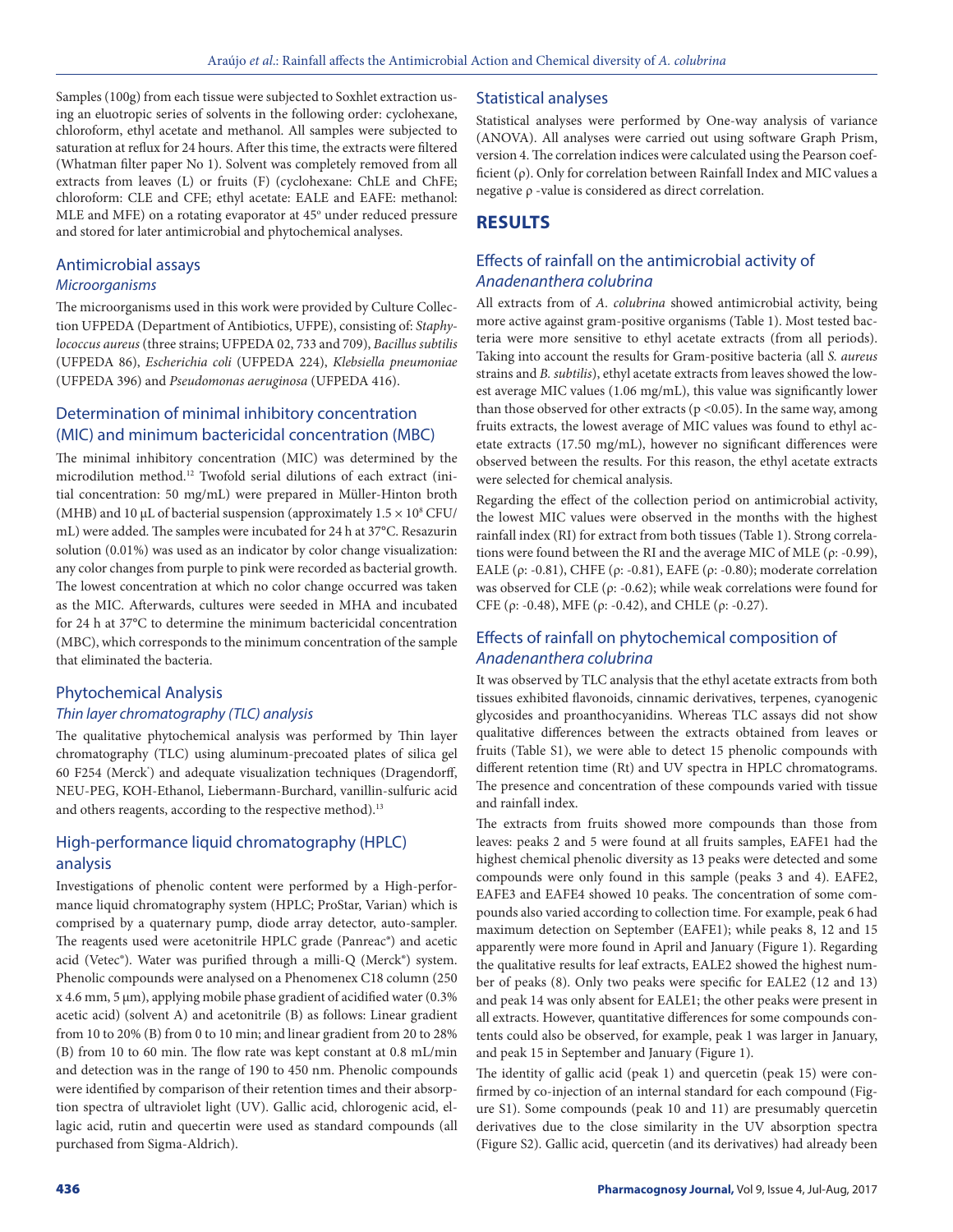Samples (100g) from each tissue were subjected to Soxhlet extraction using an eluotropic series of solvents in the following order: cyclohexane, chloroform, ethyl acetate and methanol. All samples were subjected to saturation at reflux for 24 hours. After this time, the extracts were filtered (Whatman filter paper No 1). Solvent was completely removed from all extracts from leaves (L) or fruits (F) (cyclohexane: ChLE and ChFE; chloroform: CLE and CFE; ethyl acetate: EALE and EAFE: methanol: MLE and MFE) on a rotating evaporator at 45° under reduced pressure and stored for later antimicrobial and phytochemical analyses.

## Antimicrobial assays

### *Microorganisms*

The microorganisms used in this work were provided by Culture Collection UFPEDA (Department of Antibiotics, UFPE), consisting of: *Staphylococcus aureus* (three strains; UFPEDA 02, 733 and 709), *Bacillus subtilis* (UFPEDA 86), *Escherichia coli* (UFPEDA 224), *Klebsiella pneumoniae* (UFPEDA 396) and *Pseudomonas aeruginosa* (UFPEDA 416).

## Determination of minimal inhibitory concentration (MIC) and minimum bactericidal concentration (MBC)

The minimal inhibitory concentration (MIC) was determined by the microdilution method.[12] Twofold serial dilutions of each extract (initial concentration: 50 mg/mL) were prepared in Müller-Hinton broth (MHB) and 10 μL of bacterial suspension (approximately $1.5 \times 10^8$ CFU/mL) were added. The samples were incubated for 24 h at 37°C. Resazurin solution (0.01%) was used as an indicator by color change visualization: any color changes from purple to pink were recorded as bacterial growth. The lowest concentration at which no color change occurred was taken as the MIC. Afterwards, cultures were seeded in MHA and incubated for 24 h at 37°C to determine the minimum bactericidal concentration (MBC), which corresponds to the minimum concentration of the sample that eliminated the bacteria.

## Phytochemical Analysis

### *Thin layer chromatography (TLC) analysis*

The qualitative phytochemical analysis was performed by Thin layer chromatography (TLC) using aluminum-precoated plates of silica gel 60 F254 (Merck®) and adequate visualization techniques (Dragendorff, NEU-PEG, KOH-Ethanol, Liebermann-Burchard, vanillin-sulfuric acid and others reagents, according to the respective method).[13]

## High-performance liquid chromatography (HPLC) analysis

Investigations of phenolic content were performed by a High-performance liquid chromatography system (HPLC; ProStar, Varian) which is comprised by a quaternary pump, diode array detector, auto-sampler. The reagents used were acetonitrile HPLC grade (Panreac®) and acetic acid (Vetec®). Water was purified through a milli-Q (Merck®) system. Phenolic compounds were analysed on a Phenomenex C18 column (250 x 4.6 mm, 5 μm), applying mobile phase gradient of acidified water (0.3% acetic acid) (solvent A) and acetonitrile (B) as follows: Linear gradient from 10 to 20% (B) from 0 to 10 min; and linear gradient from 20 to 28% (B) from 10 to 60 min. The flow rate was kept constant at 0.8 mL/min and detection was in the range of 190 to 450 nm. Phenolic compounds were identified by comparison of their retention times and their absorption spectra of ultraviolet light (UV). Gallic acid, chlorogenic acid, ellagic acid, rutin and quecertin were used as standard compounds (all purchased from Sigma-Aldrich).

## Statistical analyses

Statistical analyses were performed by One-way analysis of variance (ANOVA). All analyses were carried out using software Graph Prism, version 4. The correlation indices were calculated using the Pearson coefficient (ρ). Only for correlation between Rainfall Index and MIC values a negative ρ -value is considered as direct correlation.

# RESULTS

## Effects of rainfall on the antimicrobial activity of *Anadenanthera colubrina*

All extracts from of *A. colubrina* showed antimicrobial activity, being more active against gram-positive organisms (Table 1). Most tested bacteria were more sensitive to ethyl acetate extracts (from all periods). Taking into account the results for Gram-positive bacteria (all *S. aureus* strains and *B. subtilis*), ethyl acetate extracts from leaves showed the lowest average MIC values (1.06 mg/mL), this value was significantly lower than those observed for other extracts ($p < 0.05$). In the same way, among fruits extracts, the lowest average of MIC values was found to ethyl acetate extracts (17.50 mg/mL), however no significant differences were observed between the results. For this reason, the ethyl acetate extracts were selected for chemical analysis.

Regarding the effect of the collection period on antimicrobial activity, the lowest MIC values were observed in the months with the highest rainfall index (RI) for extract from both tissues (Table 1). Strong correlations were found between the RI and the average MIC of MLE (ρ: -0.99), EALE (ρ: -0.81), CHFE (ρ: -0.81), EAFE (ρ: -0.80); moderate correlation was observed for CLE (ρ: -0.62); while weak correlations were found for CFE (ρ: -0.48), MFE (ρ: -0.42), and CHLE (ρ: -0.27).

## Effects of rainfall on phytochemical composition of *Anadenanthera colubrina*

It was observed by TLC analysis that the ethyl acetate extracts from both tissues exhibited flavonoids, cinnamic derivatives, terpenes, cyanogenic glycosides and proanthocyanidins. Whereas TLC assays did not show qualitative differences between the extracts obtained from leaves or fruits (Table S1), we were able to detect 15 phenolic compounds with different retention time (Rt) and UV spectra in HPLC chromatograms. The presence and concentration of these compounds varied with tissue and rainfall index.

The extracts from fruits showed more compounds than those from leaves: peaks 2 and 5 were found at all fruits samples, EAFE1 had the highest chemical phenolic diversity as 13 peaks were detected and some compounds were only found in this sample (peaks 3 and 4). EAFE2, EAFE3 and EAFE4 showed 10 peaks. The concentration of some compounds also varied according to collection time. For example, peak 6 had maximum detection on September (EAFE1); while peaks 8, 12 and 15 apparently were more found in April and January (Figure 1). Regarding the qualitative results for leaf extracts, EALE2 showed the highest number of peaks (8). Only two peaks were specific for EALE2 (12 and 13) and peak 14 was only absent for EALE1; the other peaks were present in all extracts. However, quantitative differences for some compounds contents could also be observed, for example, peak 1 was larger in January, and peak 15 in September and January (Figure 1).

The identity of gallic acid (peak 1) and quercetin (peak 15) were confirmed by co-injection of an internal standard for each compound (Figure S1). Some compounds (peak 10 and 11) are presumably quercetin derivatives due to the close similarity in the UV absorption spectra (Figure S2). Gallic acid, quercetin (and its derivatives) had already been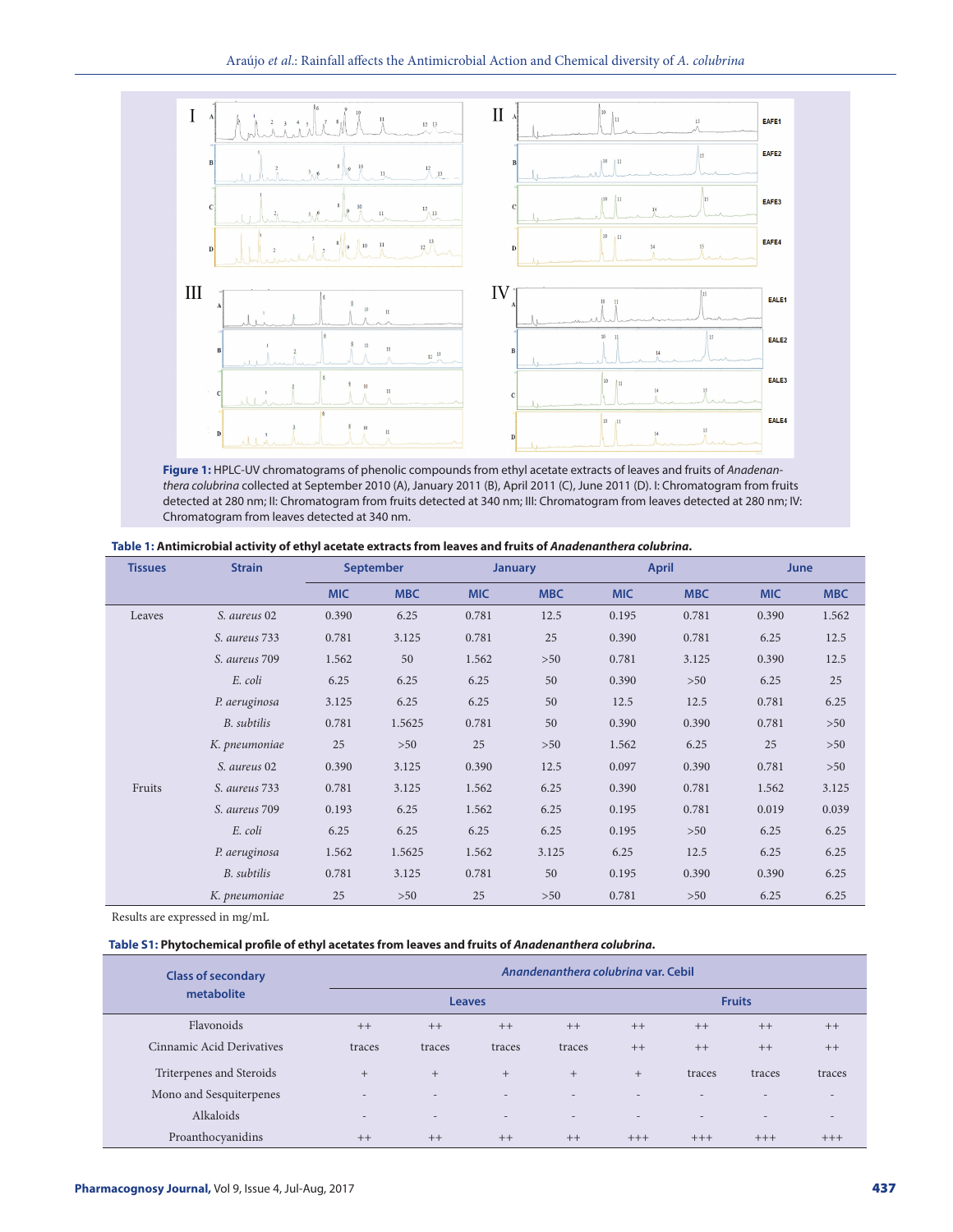**Figure 1:** HPLC-UV chromatograms of phenolic compounds from ethyl acetate extracts of leaves and fruits of *Anadenanthera colubrina* collected at September 2010 (A), January 2011 (B), April 2011 (C), June 2011 (D). I: Chromatogram from fruits detected at 280 nm; II: Chromatogram from fruits detected at 340 nm; III: Chromatogram from leaves detected at 280 nm; IV: Chromatogram from leaves detected at 340 nm.

**Table 1: Antimicrobial activity of ethyl acetate extracts from leaves and fruits of *Anadenanthera colubrina*.**

| Tissues | Strain | September | | January | | April | | June | |
|---|---|---|---|---|---|---|---|---|---|
| | | MIC | MBC | MIC | MBC | MIC | MBC | MIC | MBC |
| Leaves | *S. aureus* 02 | 0.390 | 6.25 | 0.781 | 12.5 | 0.195 | 0.781 | 0.390 | 1.562 |
| | *S. aureus* 733 | 0.781 | 3.125 | 0.781 | 25 | 0.390 | 0.781 | 6.25 | 12.5 |
| | *S. aureus* 709 | 1.562 | 50 | 1.562 | >50 | 0.781 | 3.125 | 0.390 | 12.5 |
| | *E. coli* | 6.25 | 6.25 | 6.25 | 50 | 0.390 | >50 | 6.25 | 25 |
| | *P. aeruginosa* | 3.125 | 6.25 | 6.25 | 50 | 12.5 | 12.5 | 0.781 | 6.25 |
| | *B. subtilis* | 0.781 | 1.5625 | 0.781 | 50 | 0.390 | 0.390 | 0.781 | >50 |
| | *K. pneumoniae* | 25 | >50 | 25 | >50 | 1.562 | 6.25 | 25 | >50 |
| Fruits | *S. aureus* 02 | 0.390 | 3.125 | 0.390 | 12.5 | 0.097 | 0.390 | 0.781 | >50 |
| | *S. aureus* 733 | 0.781 | 3.125 | 1.562 | 6.25 | 0.390 | 0.781 | 1.562 | 3.125 |
| | *S. aureus* 709 | 0.193 | 6.25 | 1.562 | 6.25 | 0.195 | 0.781 | 0.019 | 0.039 |
| | *E. coli* | 6.25 | 6.25 | 6.25 | 6.25 | 0.195 | >50 | 6.25 | 6.25 |
| | *P. aeruginosa* | 1.562 | 1.5625 | 1.562 | 3.125 | 6.25 | 12.5 | 6.25 | 6.25 |
| | *B. subtilis* | 0.781 | 3.125 | 0.781 | 50 | 0.195 | 0.390 | 0.390 | 6.25 |
| | *K. pneumoniae* | 25 | >50 | 25 | >50 | 0.781 | >50 | 6.25 | 6.25 |

Results are expressed in mg/mL

**Table S1: Phytochemical profile of ethyl acetates from leaves and fruits of *Anadenanthera colubrina*.**

| Class of secondary metabolite | *Anandenanthera colubrina* var. Cebil | | | | | | | |
|---|---|---|---|---|---|---|---|---|
| | Leaves | | | | Fruits | | | |
| Flavonoids | ++ | ++ | ++ | ++ | ++ | ++ | ++ | ++ |
| Cinnamic Acid Derivatives | traces | traces | traces | traces | ++ | ++ | ++ | ++ |
| Triterpenes and Steroids | + | + | + | + | + | traces | traces | traces |
| Mono and Sesquiterpenes | - | - | - | - | - | - | - | - |
| Alkaloids | - | - | - | - | - | - | - | - |
| Proanthocyanidins | ++ | ++ | ++ | ++ | +++ | +++ | +++ | +++ |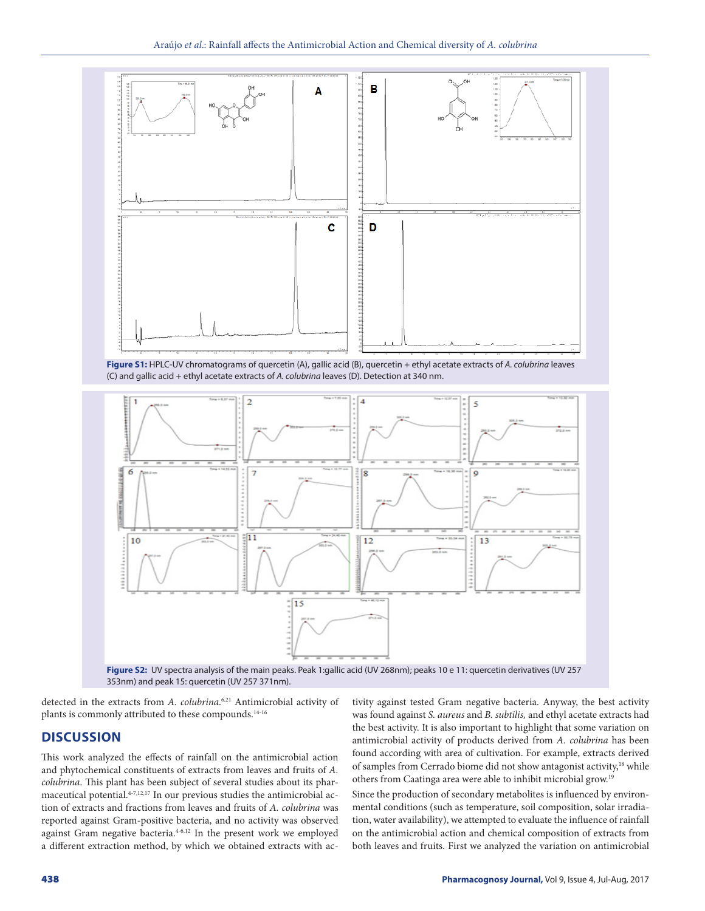Figure S1: HPLC-UV chromatograms of quercetin (A), gallic acid (B), quercetin + ethyl acetate extracts of *A. colubrina* leaves (C) and gallic acid + ethyl acetate extracts of *A. colubrina* leaves (D). Detection at 340 nm.

Figure S2: UV spectra analysis of the main peaks. Peak 1:gallic acid (UV 268nm); peaks 10 e 11: quercetin derivatives (UV 257 353nm) and peak 15: quercetin (UV 257 371nm).

detected in the extracts from *A. colubrina*.[6,21] Antimicrobial activity of plants is commonly attributed to these compounds.[14-16]

## DISCUSSION

This work analyzed the effects of rainfall on the antimicrobial action and phytochemical constituents of extracts from leaves and fruits of *A. colubrina*. This plant has been subject of several studies about its pharmaceutical potential.[4-7,12,17] In our previous studies the antimicrobial action of extracts and fractions from leaves and fruits of *A. colubrina* was reported against Gram-positive bacteria, and no activity was observed against Gram negative bacteria.[4-6,12] In the present work we employed a different extraction method, by which we obtained extracts with activity against tested Gram negative bacteria. Anyway, the best activity was found against *S. aureus* and *B. subtilis,* and ethyl acetate extracts had the best activity. It is also important to highlight that some variation on antimicrobial activity of products derived from *A. colubrina* has been found according with area of cultivation. For example, extracts derived of samples from Cerrado biome did not show antagonist activity,[18] while others from Caatinga area were able to inhibit microbial grow.[19]

Since the production of secondary metabolites is influenced by environmental conditions (such as temperature, soil composition, solar irradiation, water availability), we attempted to evaluate the influence of rainfall on the antimicrobial action and chemical composition of extracts from both leaves and fruits. First we analyzed the variation on antimicrobial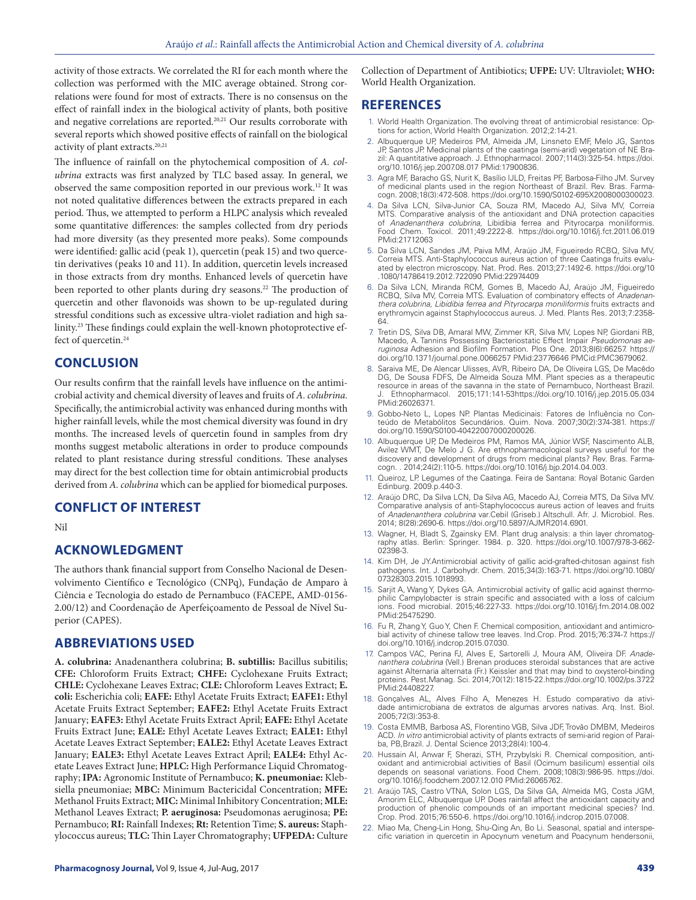activity of those extracts. We correlated the RI for each month where the collection was performed with the MIC average obtained. Strong correlations were found for most of extracts. There is no consensus on the effect of rainfall index in the biological activity of plants, both positive and negative correlations are reported.[20,21] Our results corroborate with several reports which showed positive effects of rainfall on the biological activity of plant extracts.[20,21]

The influence of rainfall on the phytochemical composition of *A. colubrina* extracts was first analyzed by TLC based assay. In general, we observed the same composition reported in our previous work.[12] It was not noted qualitative differences between the extracts prepared in each period. Thus, we attempted to perform a HLPC analysis which revealed some quantitative differences: the samples collected from dry periods had more diversity (as they presented more peaks). Some compounds were identified: gallic acid (peak 1), quercetin (peak 15) and two quercetin derivatives (peaks 10 and 11). In addition, quercetin levels increased in those extracts from dry months. Enhanced levels of quercetin have been reported to other plants during dry seasons.[22] The production of quercetin and other flavonoids was shown to be up-regulated during stressful conditions such as excessive ultra-violet radiation and high salinity.[23] These findings could explain the well-known photoprotective effect of quercetin.[24]

## CONCLUSION

Our results confirm that the rainfall levels have influence on the antimicrobial activity and chemical diversity of leaves and fruits of *A. colubrina*. Specifically, the antimicrobial activity was enhanced during months with higher rainfall levels, while the most chemical diversity was found in dry months. The increased levels of quercetin found in samples from dry months suggest metabolic alterations in order to produce compounds related to plant resistance during stressful conditions. These analyses may direct for the best collection time for obtain antimicrobial products derived from *A. colubrina* which can be applied for biomedical purposes.

## CONFLICT OF INTEREST

Nil

## ACKNOWLEDGMENT

The authors thank financial support from Conselho Nacional de Desenvolvimento Científico e Tecnológico (CNPq), Fundação de Amparo à Ciência e Tecnologia do estado de Pernambuco (FACEPE, AMD-0156-2.00/12) and Coordenação de Aperfeiçoamento de Pessoal de Nível Superior (CAPES).

## ABBREVIATIONS USED

**A. colubrina:** Anadenanthera colubrina; **B. subtillis:** Bacillus subitilis; **CFE:** Chloroform Fruits Extract; **CHFE:** Cyclohexane Fruits Extract; **CHLE:** Cyclohexane Leaves Extrac; **CLE:** Chloroform Leaves Extract; **E. coli:** Escherichia coli; **EAFE:** Ethyl Acetate Fruits Extract; **EAFE1:** Ethyl Acetate Fruits Extract September; **EAFE2:** Ethyl Acetate Fruits Extract January; **EAFE3:** Ethyl Acetate Fruits Extract April; **EAFE:** Ethyl Acetate Fruits Extract June; **EALE:** Ethyl Acetate Leaves Extract; **EALE1:** Ethyl Acetate Leaves Extract September; **EALE2:** Ethyl Acetate Leaves Extract January; **EALE3:** Ethyl Acetate Leaves Extract April; **EALE4:** Ethyl Acetate Leaves Extract June; **HPLC:** High Performance Liquid Chromatography; **IPA:** Agronomic Institute of Pernambuco; **K. pneumoniae:** Klebsiella pneumoniae; **MBC:** Minimum Bactericidal Concentration; **MFE:** Methanol Fruits Extract; **MIC:** Minimal Inhibitory Concentration; **MLE:** Methanol Leaves Extract; **P. aeruginosa:** Pseudomonas aeruginosa; **PE:** Pernambuco; **RI:** Rainfall Indexes; **Rt:** Retention Time; **S. aureus:** Staphylococcus aureus; **TLC:** Thin Layer Chromatography; **UFPEDA:** Culture Collection of Department of Antibiotics; **UFPE:** UV: Ultraviolet; **WHO:** World Health Organization.

## REFERENCES

1. World Health Organization. The evolving threat of antimicrobial resistance: Options for action, World Health Organization. 2012;2:14-21.
2. Albuquerque UP, Medeiros PM, Almeida JM, Linsneto EMF, Melo JG, Santos JP, Santos JP. Medicinal plants of the caatinga (semi-arid) vegetation of NE Brazil: A quantitative approach. J. Ethnopharmacol. 2007;114(3):325-54. https://doi.org/10.1016/j.jep.2007.08.017 PMid:17900836.
3. Agra MF, Baracho GS, Nurit K, Basílio IJLD, Freitas PF, Barbosa-Filho JM. Survey of medicinal plants used in the region Northeast of Brazil. Rev. Bras. Farmacogn. 2008;18(3):472-508. https://doi.org/10.1590/S0102-695X2008000300023.
4. Da Silva LCN, Silva-Junior CA, Souza RM, Macedo AJ, Silva MV, Correia MTS. Comparative analysis of the antioxidant and DNA protection capacities of *Anadenanthera colubrina*, Libidibia ferrea and Pityrocarpa moniliformis. Food Chem. Toxicol. 2011;49:2222-8. https://doi.org/10.1016/j.fct.2011.06.019 PMid:21712063
5. Da Silva LCN, Sandes JM, Paiva MM, Araújo JM, Figueiredo RCBQ, Silva MV, Correia MTS. Anti-Staphylococcus aureus action of three Caatinga fruits evaluated by electron microscopy. Nat. Prod. Res. 2013;27:1492-6. https://doi.org/10.1080/14786419.2012.722090 PMid:22974409
6. Da Silva LCN, Miranda RCM, Gomes B, Macedo AJ, Araújo JM, Figueiredo RCBQ, Silva MV, Correia MTS. Evaluation of combinatory effects of *Anadenanthera colubrina, Libidibia ferrea and Pityrocarpa moniliformis* fruits extracts and erythromycin against Staphylococcus aureus. J. Med. Plants Res. 2013;7:2358-64.
7. Tretin DS, Silva DB, Amaral MW, Zimmer KR, Silva MV, Lopes NP, Giordani RB, Macedo, A. Tannins Possessing Bacteriostatic Effect Impair *Pseudomonas aeruginosa* Adhesion and Biofilm Formation. Plos One. 2013;8(6):66257. https://doi.org/10.1371/journal.pone.0066257 PMid:23776646 PMCid:PMC3679062.
8. Saraiva ME, De Alencar Ulisses, AVR, Ribeiro DA, De Oliveira LGS, De Macêdo DG, De Sousa FDFS, De Almeida Souza MM. Plant species as a therapeutic resource in areas of the savanna in the state of Pernambuco, Northeast Brazil. J. Ethnopharmacol. 2015;171:141-53https://doi.org/10.1016/j.jep.2015.05.034 PMid:26026371.
9. Gobbo-Neto L, Lopes NP. Plantas Medicinais: Fatores de Influência no Conteúdo de Metabólitos Secundários. Quim. Nova. 2007;30(2):374-381. https://doi.org/10.1590/S0100-40422007000200026.
10. Albuquerque UP, De Medeiros PM, Ramos MA, Júnior WSF, Nascimento ALB, Avilez WMT, De Melo J G. Are ethnopharmacological surveys useful for the discovery and development of drugs from medicinal plants? Rev. Bras. Farmacogn. . 2014;24(2):110-5. https://doi.org/10.1016/j.bjp.2014.04.003.
11. Queiroz, LP. Legumes of the Caatinga. Feira de Santana: Royal Botanic Garden Edinburg. 2009.p.440-3.
12. Araújo DRC, Da Silva LCN, Da Silva AG, Macedo AJ, Correia MTS, Da Silva MV. Comparative analysis of anti-Staphylococcus aureus action of leaves and fruits of *Anadenanthera colubrina* var.Cebil (Griseb.) Altschull. Afr. J. Microbiol. Res. 2014; 8(28):2690-6. https://doi.org/10.5897/AJMR2014.6901.
13. Wagner, H, Bladt S, Zgainsky EM. Plant drug analysis: a thin layer chromatography atlas. Berlin: Springer. 1984. p. 320. https://doi.org/10.1007/978-3-662-02398-3.
14. Kim DH, Je JY.Antimicrobial activity of gallic acid-grafted-chitosan against fish pathogens. Int. J. Carbohydr. Chem. 2015;34(3):163-71. https://doi.org/10.1080/07328303.2015.1018993.
15. Sarjit A, Wang Y, Dykes GA. Antimicrobial activity of gallic acid against thermophilic Campylobacter is strain specific and associated with a loss of calcium ions. Food microbial. 2015;46:227-33. https://doi.org/10.1016/j.fm.2014.08.002 PMid:25475290.
16. Fu R, Zhang Y, Guo Y, Chen F. Chemical composition, antioxidant and antimicrobial activity of chinese tallow tree leaves. Ind.Crop. Prod. 2015;76:374-7. https://doi.org/10.1016/j.indcrop.2015.07.030.
17. Campos VAC, Perina FJ, Alves E, Sartorelli J, Moura AM, Oliveira DF. *Anadenanthera colubrina* (Vell.) Brenan produces steroidal substances that are active against Alternaria alternata (Fr.) Keissler and that may bind to oxysterol-binding proteins. Pest.Manag. Sci. 2014;70(12):1815-22.https://doi.org/10.1002/ps.3722 PMid:24408227.
18. Gonçalves AL, Alves Filho A, Menezes H. Estudo comparativo da atividade antimicrobiana de extratos de algumas arvores nativas. Arq. Inst. Biol. 2005;72(3):353-8.
19. Costa EMMB, Barbosa AS, Florentino VGB, Silva JDF, Trovão DMBM, Medeiros ACD. *In vitro* antimicrobial activity of plants extracts of semi-arid region of Paraíba, PB,Brazil. J. Dental Science 2013;28(4):100-4.
20. Hussain AI, Anwar F, Sherazi, STH, Przybylski R. Chemical composition, antioxidant and antimicrobial activities of Basil (Ocimum basilicum) essential oils depends on seasonal variations. Food Chem. 2008;108(3):986-95. https://doi.org/10.1016/j.foodchem.2007.12.010 PMid:26065762.
21. Araújo TAS, Castro VTNA, Solon LGS, Da Silva GA, Almeida MG, Costa JGM, Amorim ELC, Albuquerque UP. Does rainfall affect the antioxidant capacity and production of phenolic compounds of an important medicinal species? Ind. Crop. Prod. 2015;76:550-6. https://doi.org/10.1016/j.indcrop.2015.07.008.
22. Miao Ma, Cheng-Lin Hong, Shu-Qing An, Bo Li. Seasonal, spatial and interspecific variation in quercetin in Apocynum venetum and Poacynum hendersonii,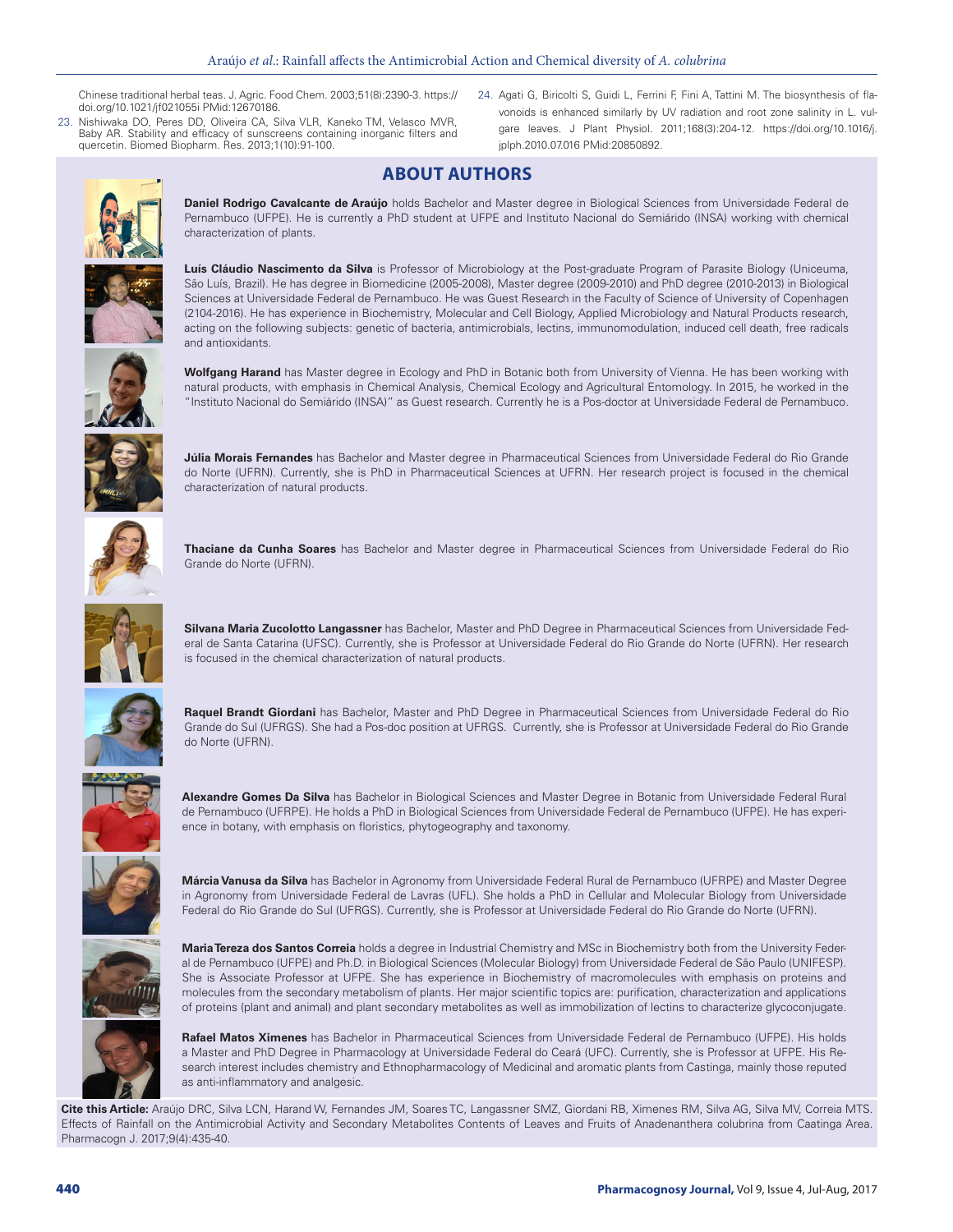Chinese traditional herbal teas. J. Agric. Food Chem. 2003;51(8):2390-3. https://doi.org/10.1021/jf021055i PMid:12670186.

23. Nishiwaka DO, Peres DD, Oliveira CA, Silva VLR, Kaneko TM, Velasco MVR, Baby AR. Stability and efficacy of sunscreens containing inorganic filters and quercetin. Biomed Biopharm. Res. 2013;1(10):91-100.

24. Agati G, Biricolti S, Guidi L, Ferrini F, Fini A, Tattini M. The biosynthesis of flavonoids is enhanced similarly by UV radiation and root zone salinity in L. vulgare leaves. J Plant Physiol. 2011;168(3):204-12. https://doi.org/10.1016/j.jplph.2010.07.016 PMid:20850892.

## ABOUT AUTHORS

**Daniel Rodrigo Cavalcante de Araújo** holds Bachelor and Master degree in Biological Sciences from Universidade Federal de Pernambuco (UFPE). He is currently a PhD student at UFPE and Instituto Nacional do Semiárido (INSA) working with chemical characterization of plants.

**Luís Cláudio Nascimento da Silva** is Professor of Microbiology at the Post-graduate Program of Parasite Biology (Uniceuma, São Luís, Brazil). He has degree in Biomedicine (2005-2008), Master degree (2009-2010) and PhD degree (2010-2013) in Biological Sciences at Universidade Federal de Pernambuco. He was Guest Research in the Faculty of Science of University of Copenhagen (2104-2016). He has experience in Biochemistry, Molecular and Cell Biology, Applied Microbiology and Natural Products research, acting on the following subjects: genetic of bacteria, antimicrobials, lectins, immunomodulation, induced cell death, free radicals and antioxidants.

**Wolfgang Harand** has Master degree in Ecology and PhD in Botanic both from University of Vienna. He has been working with natural products, with emphasis in Chemical Analysis, Chemical Ecology and Agricultural Entomology. In 2015, he worked in the "Instituto Nacional do Semiárido (INSA)" as Guest research. Currently he is a Pos-doctor at Universidade Federal de Pernambuco.

**Júlia Morais Fernandes** has Bachelor and Master degree in Pharmaceutical Sciences from Universidade Federal do Rio Grande do Norte (UFRN). Currently, she is PhD in Pharmaceutical Sciences at UFRN. Her research project is focused in the chemical characterization of natural products.

**Thaciane da Cunha Soares** has Bachelor and Master degree in Pharmaceutical Sciences from Universidade Federal do Rio Grande do Norte (UFRN).

**Silvana Maria Zucolotto Langassner** has Bachelor, Master and PhD Degree in Pharmaceutical Sciences from Universidade Federal de Santa Catarina (UFSC). Currently, she is Professor at Universidade Federal do Rio Grande do Norte (UFRN). Her research is focused in the chemical characterization of natural products.

**Raquel Brandt Giordani** has Bachelor, Master and PhD Degree in Pharmaceutical Sciences from Universidade Federal do Rio Grande do Sul (UFRGS). She had a Pos-doc position at UFRGS. Currently, she is Professor at Universidade Federal do Rio Grande do Norte (UFRN).

**Alexandre Gomes Da Silva** has Bachelor in Biological Sciences and Master Degree in Botanic from Universidade Federal Rural de Pernambuco (UFRPE). He holds a PhD in Biological Sciences from Universidade Federal de Pernambuco (UFPE). He has experience in botany, with emphasis on floristics, phytogeography and taxonomy.

**Márcia Vanusa da Silva** has Bachelor in Agronomy from Universidade Federal Rural de Pernambuco (UFRPE) and Master Degree in Agronomy from Universidade Federal de Lavras (UFL). She holds a PhD in Cellular and Molecular Biology from Universidade Federal do Rio Grande do Sul (UFRGS). Currently, she is Professor at Universidade Federal do Rio Grande do Norte (UFRN).

**Maria Tereza dos Santos Correia** holds a degree in Industrial Chemistry and MSc in Biochemistry both from the University Federal de Pernambuco (UFPE) and Ph.D. in Biological Sciences (Molecular Biology) from Universidade Federal de São Paulo (UNIFESP). She is Associate Professor at UFPE. She has experience in Biochemistry of macromolecules with emphasis on proteins and molecules from the secondary metabolism of plants. Her major scientific topics are: purification, characterization and applications of proteins (plant and animal) and plant secondary metabolites as well as immobilization of lectins to characterize glycoconjugate.

**Rafael Matos Ximenes** has Bachelor in Pharmaceutical Sciences from Universidade Federal de Pernambuco (UFPE). His holds a Master and PhD Degree in Pharmacology at Universidade Federal do Ceará (UFC). Currently, she is Professor at UFPE. His Research interest includes chemistry and Ethnopharmacology of Medicinal and aromatic plants from Castinga, mainly those reputed as anti-inflammatory and analgesic.

**Cite this Article:** Araújo DRC, Silva LCN, Harand W, Fernandes JM, Soares TC, Langassner SMZ, Giordani RB, Ximenes RM, Silva AG, Silva MV, Correia MTS. Effects of Rainfall on the Antimicrobial Activity and Secondary Metabolites Contents of Leaves and Fruits of Anadenanthera colubrina from Caatinga Area. Pharmacogn J. 2017;9(4):435-40.